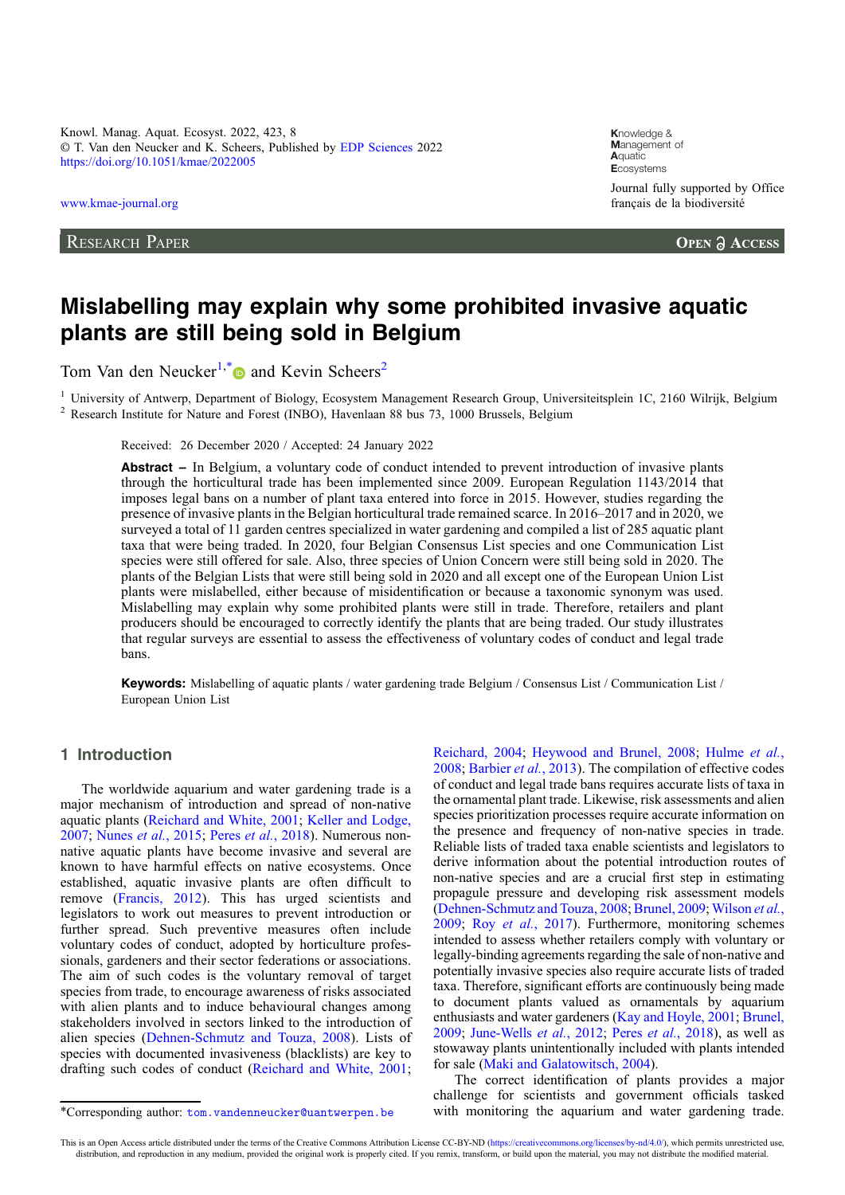Knowl. Manag. Aquat. Ecosyst. 2022, 423, 8
© T. Van den Neucker and K. Scheers, Published by EDP Sciences 2022
https://doi.org/10.1051/kmae/2022005

www.kmae-journal.org

Knowledge & Management of Aquatic Ecosystems

Journal fully supported by Office français de la biodiversité

RESEARCH PAPER — OPEN ACCESS

# Mislabelling may explain why some prohibited invasive aquatic plants are still being sold in Belgium

Tom Van den Neucker[1,*] and Kevin Scheers[2]

[1] University of Antwerp, Department of Biology, Ecosystem Management Research Group, Universiteitsplein 1C, 2160 Wilrijk, Belgium
[2] Research Institute for Nature and Forest (INBO), Havenlaan 88 bus 73, 1000 Brussels, Belgium

Received: 26 December 2020 / Accepted: 24 January 2022

**Abstract –** In Belgium, a voluntary code of conduct intended to prevent introduction of invasive plants through the horticultural trade has been implemented since 2009. European Regulation 1143/2014 that imposes legal bans on a number of plant taxa entered into force in 2015. However, studies regarding the presence of invasive plants in the Belgian horticultural trade remained scarce. In 2016–2017 and in 2020, we surveyed a total of 11 garden centres specialized in water gardening and compiled a list of 285 aquatic plant taxa that were being traded. In 2020, four Belgian Consensus List species and one Communication List species were still offered for sale. Also, three species of Union Concern were still being sold in 2020. The plants of the Belgian Lists that were still being sold in 2020 and all except one of the European Union List plants were mislabelled, either because of misidentification or because a taxonomic synonym was used. Mislabelling may explain why some prohibited plants were still in trade. Therefore, significant efforts are continuously being made to document plants valued as ornamentals by aquarium enthusiasts and water gardeners. Therefore, retailers and plant producers should be encouraged to correctly identify the plants that are being traded. Our study illustrates that regular surveys are essential to assess the effectiveness of voluntary codes of conduct and legal trade bans.

**Keywords:** Mislabelling of aquatic plants / water gardening trade Belgium / Consensus List / Communication List / European Union List

## 1 Introduction

The worldwide aquarium and water gardening trade is a major mechanism of introduction and spread of non-native aquatic plants (Reichard and White, 2001; Keller and Lodge, 2007; Nunes *et al.*, 2015; Peres *et al.*, 2018). Numerous non-native aquatic plants have become invasive and several are known to have harmful effects on native ecosystems. Once established, aquatic invasive plants are often difficult to remove (Francis, 2012). This has urged scientists and legislators to work out measures to prevent introduction or further spread. Such preventive measures often include voluntary codes of conduct, adopted by horticulture professionals, gardeners and their sector federations or associations. The aim of such codes is the voluntary removal of target species from trade, to encourage awareness of risks associated with alien plants and to induce behavioural changes among stakeholders involved in sectors linked to the introduction of alien species (Dehnen-Schmutz and Touza, 2008). Lists of species with documented invasiveness (blacklists) are key to drafting such codes of conduct (Reichard and White, 2001; Reichard, 2004; Heywood and Brunel, 2008; Hulme *et al.*, 2008; Barbier *et al.*, 2013). The compilation of effective codes of conduct and legal trade bans requires accurate lists of taxa in the ornamental plant trade. Likewise, risk assessments and alien species prioritization processes require accurate information on the presence and frequency of non-native species in trade. Reliable lists of traded taxa enable scientists and legislators to derive information about the potential introduction routes of non-native species and are a crucial first step in estimating propagule pressure and developing risk assessment models (Dehnen-Schmutz and Touza, 2008; Brunel, 2009; Wilson *et al.*, 2009; Roy *et al.*, 2017). Furthermore, monitoring schemes intended to assess whether retailers comply with voluntary or legally-binding agreements regarding the sale of non-native and potentially invasive species also require accurate lists of traded taxa. Therefore, significant efforts are continuously being made to document plants valued as ornamentals by aquarium enthusiasts and water gardeners (Kay and Hoyle, 2001; Brunel, 2009; June-Wells *et al.*, 2012; Peres *et al.*, 2018), as well as stowaway plants unintentionally included with plants intended for sale (Maki and Galatowitsch, 2004).

The correct identification of plants provides a major challenge for scientists and government officials tasked with monitoring the aquarium and water gardening trade.

*Corresponding author: tom.vandenneucker@uantwerpen.be

This is an Open Access article distributed under the terms of the Creative Commons Attribution License CC-BY-ND (https://creativecommons.org/licenses/by-nd/4.0/), which permits unrestricted use, distribution, and reproduction in any medium, provided the original work is properly cited. If you remix, transform, or build upon the material, you may not distribute the modified material.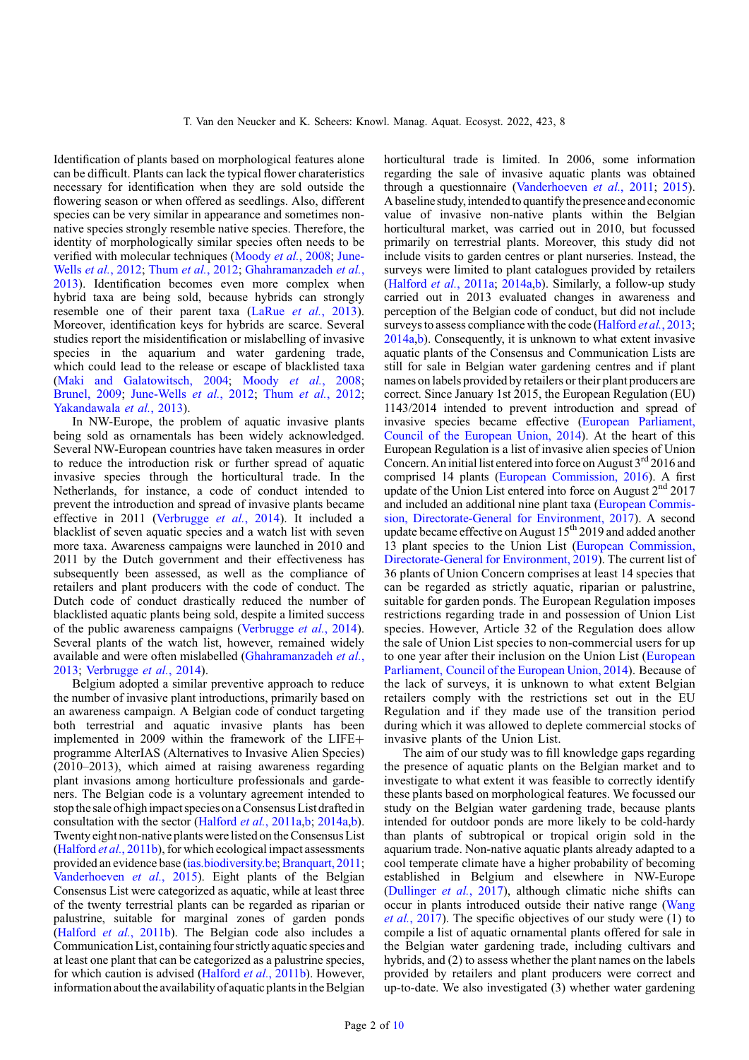Identification of plants based on morphological features alone can be difficult. Plants can lack the typical flower charateristics necessary for identification when they are sold outside the flowering season or when offered as seedlings. Also, different species can be very similar in appearance and sometimes non-native species strongly resemble native species. Therefore, the identity of morphologically similar species often needs to be verified with molecular techniques (Moody *et al.*, 2008; June-Wells *et al.*, 2012; Thum *et al.*, 2012; Ghahramanzadeh *et al.*, 2013). Identification becomes even more complex when hybrid taxa are being sold, because hybrids can strongly resemble one of their parent taxa (LaRue *et al.*, 2013). Moreover, identification keys for hybrids are scarce. Several studies report the misidentification or mislabelling of invasive species in the aquarium and water gardening trade, which could lead to the release or escape of blacklisted taxa (Maki and Galatowitsch, 2004; Moody *et al.*, 2008; Brunel, 2009; June-Wells *et al.*, 2012; Thum *et al.*, 2012; Yakandawala *et al.*, 2013).

In NW-Europe, the problem of aquatic invasive plants being sold as ornamentals has been widely acknowledged. Several NW-European countries have taken measures in order to reduce the introduction risk or further spread of aquatic invasive species through the horticultural trade. In the Netherlands, for instance, a code of conduct intended to prevent the introduction and spread of invasive plants became effective in 2011 (Verbrugge *et al.*, 2014). It included a blacklist of seven aquatic species and a watch list with seven more taxa. Awareness campaigns were launched in 2010 and 2011 by the Dutch government and their effectiveness has subsequently been assessed, as well as the compliance of retailers and plant producers with the code of conduct. The Dutch code of conduct drastically reduced the number of blacklisted aquatic plants being sold, despite a limited success of the public awareness campaigns (Verbrugge *et al.*, 2014). Several plants of the watch list, however, remained widely available and were often mislabelled (Ghahramanzadeh *et al.*, 2013; Verbrugge *et al.*, 2014).

Belgium adopted a similar preventive approach to reduce the number of invasive plant introductions, primarily based on an awareness campaign. A Belgian code of conduct targeting both terrestrial and aquatic invasive plants has been implemented in 2009 within the framework of the LIFE+ programme AlterIAS (Alternatives to Invasive Alien Species) (2010–2013), which aimed at raising awareness regarding plant invasions among horticulture professionals and gardeners. The Belgian code is a voluntary agreement intended to stop the sale of high impact species on a Consensus List drafted in consultation with the sector (Halford *et al.*, 2011a,b; 2014a,b). Twenty eight non-native plants were listed on the Consensus List (Halford *et al.*, 2011b), for which ecological impact assessments provided an evidence base (ias.biodiversity.be; Branquart, 2011; Vanderhoeven *et al.*, 2015). Eight plants of the Belgian Consensus List were categorized as aquatic, while at least three of the twenty terrestrial plants can be regarded as riparian or palustrine, suitable for marginal zones of garden ponds (Halford *et al.*, 2011b). The Belgian code also includes a Communication List, containing four strictly aquatic species and at least one plant that can be categorized as a palustrine species, for which caution is advised (Halford *et al.*, 2011b). However, information about the availability of aquatic plants in the Belgian horticultural trade is limited. In 2006, some information regarding the sale of invasive aquatic plants was obtained through a questionnaire (Vanderhoeven *et al.*, 2011; 2015). A baseline study, intended to quantify the presence and economic value of invasive non-native plants within the Belgian horticultural market, was carried out in 2010, but focussed primarily on terrestrial plants. Moreover, this study did not include visits to garden centres or plant nurseries. Instead, the surveys were limited to plant catalogues provided by retailers (Halford *et al.*, 2011a; 2014a,b). Similarly, a follow-up study carried out in 2013 evaluated changes in awareness and perception of the Belgian code of conduct, but did not include surveys to assess compliance with the code (Halford *et al.*, 2013; 2014a,b). Consequently, it is unknown to what extent invasive aquatic plants of the Consensus and Communication Lists are still for sale in Belgian water gardening centres and if plant names on labels provided by retailers or their plant producers are correct. Since January 1st 2015, the European Regulation (EU) 1143/2014 intended to prevent introduction and spread of invasive species became effective (European Parliament, Council of the European Union, 2014). At the heart of this European Regulation is a list of invasive alien species of Union Concern. An initial list entered into force on August 3rd 2016 and comprised 14 plants (European Commission, 2016). A first update of the Union List entered into force on August 2nd 2017 and included an additional nine plant taxa (European Commission, Directorate-General for Environment, 2017). A second update became effective on August 15th 2019 and added another 13 plant species to the Union List (European Commission, Directorate-General for Environment, 2019). The current list of 36 plants of Union Concern comprises at least 14 species that can be regarded as strictly aquatic, riparian or palustrine, suitable for garden ponds. The European Regulation imposes restrictions regarding trade in and possession of Union List species. However, Article 32 of the Regulation does allow the sale of Union List species to non-commercial users for up to one year after their inclusion on the Union List (European Parliament, Council of the European Union, 2014). Because of the lack of surveys, it is unknown to what extent Belgian retailers comply with the restrictions set out in the EU Regulation and if they made use of the transition period during which it was allowed to deplete commercial stocks of invasive plants of the Union List.

The aim of our study was to fill knowledge gaps regarding the presence of aquatic plants on the Belgian market and to investigate to what extent it was feasible to correctly identify these plants based on morphological features. We focussed our study on the Belgian water gardening trade, because plants intended for outdoor ponds are more likely to be cold-hardy than plants of subtropical or tropical origin sold in the aquarium trade. Non-native aquatic plants already adapted to a cool temperate climate have a higher probability of becoming established in Belgium and elsewhere in NW-Europe (Dullinger *et al.*, 2017), although climatic niche shifts can occur in plants introduced outside their native range (Wang *et al.*, 2017). The specific objectives of our study were (1) to compile a list of aquatic ornamental plants offered for sale in the Belgian water gardening trade, including cultivars and hybrids, and (2) to assess whether the plant names on the labels provided by retailers and plant producers were correct and up-to-date. We also investigated (3) whether water gardening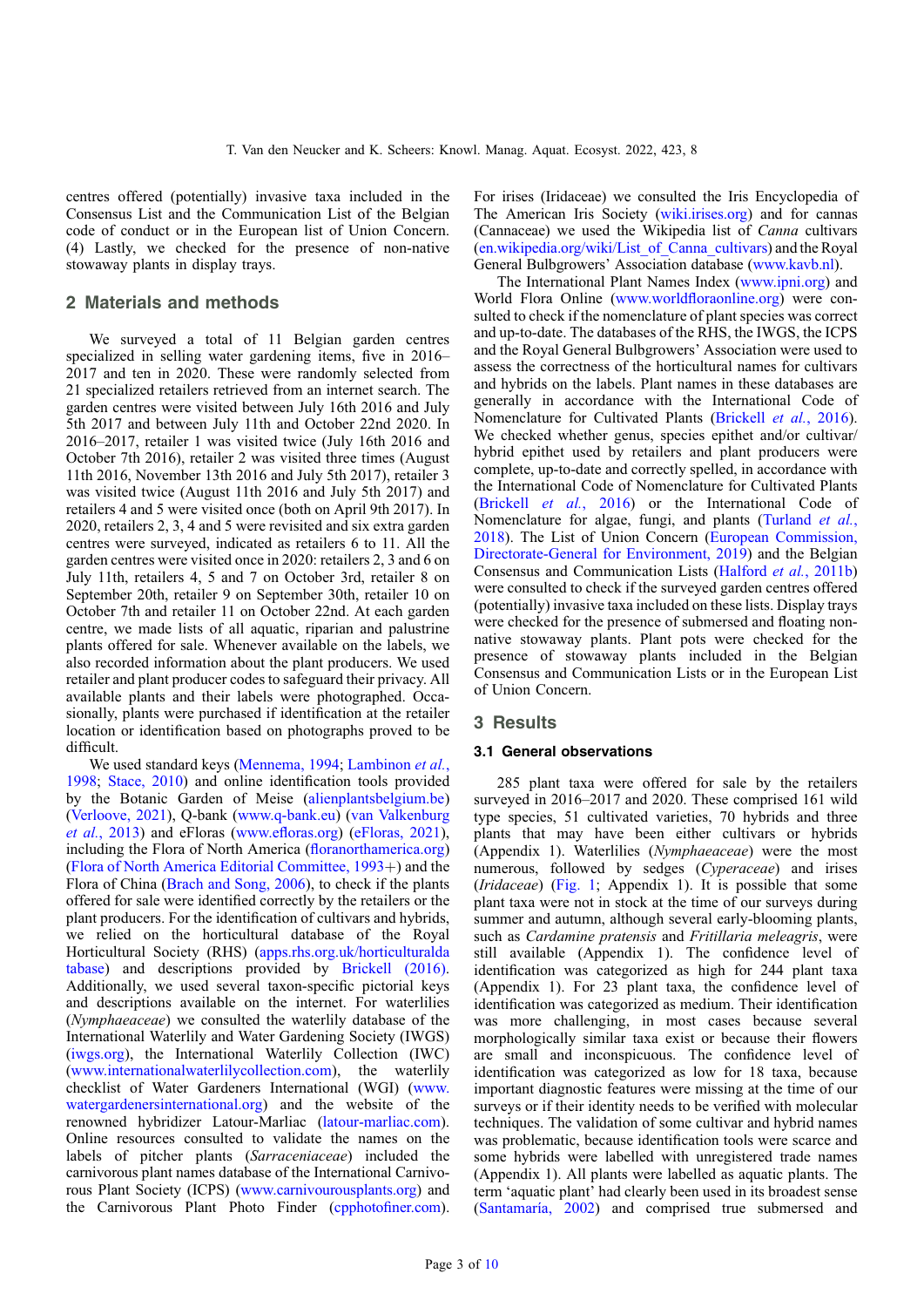centres offered (potentially) invasive taxa included in the Consensus List and the Communication List of the Belgian code of conduct or in the European list of Union Concern. (4) Lastly, we checked for the presence of non-native stowaway plants in display trays.

## 2 Materials and methods

We surveyed a total of 11 Belgian garden centres specialized in selling water gardening items, five in 2016–2017 and ten in 2020. These were randomly selected from 21 specialized retailers retrieved from an internet search. The garden centres were visited between July 16th 2016 and July 5th 2017 and between July 11th and October 22nd 2020. In 2016–2017, retailer 1 was visited twice (July 16th 2016 and October 7th 2016), retailer 2 was visited three times (August 11th 2016, November 13th 2016 and July 5th 2017), retailer 3 was visited twice (August 11th 2016 and July 5th 2017) and retailers 4 and 5 were visited once (both on April 9th 2017). In 2020, retailers 2, 3, 4 and 5 were revisited and six extra garden centres were surveyed, indicated as retailers 6 to 11. All the garden centres were visited once in 2020: retailers 2, 3 and 6 on July 11th, retailers 4, 5 and 7 on October 3rd, retailer 8 on September 20th, retailer 9 on September 30th, retailer 10 on October 7th and retailer 11 on October 22nd. At each garden centre, we made lists of all aquatic, riparian and palustrine plants offered for sale. Whenever available on the labels, we also recorded information about the plant producers. We used retailer and plant producer codes to safeguard their privacy. All available plants and their labels were photographed. Occasionally, plants were purchased if identification at the retailer location or identification based on photographs proved to be difficult.

We used standard keys (Mennema, 1994; Lambinon *et al.*, 1998; Stace, 2010) and online identification tools provided by the Botanic Garden of Meise (alienplantsbelgium.be) (Verloove, 2021), Q-bank (www.q-bank.eu) (van Valkenburg *et al.*, 2013) and eFloras (www.efloras.org) (eFloras, 2021), including the Flora of North America (floranorthamerica.org) (Flora of North America Editorial Committee, 1993+) and the Flora of China (Brach and Song, 2006), to check if the plants offered for sale were identified correctly by the retailers or the plant producers. For the identification of cultivars and hybrids, we relied on the horticultural database of the Royal Horticultural Society (RHS) (apps.rhs.org.uk/horticulturaldatabase) and descriptions provided by Brickell (2016). Additionally, we used several taxon-specific pictorial keys and descriptions available on the internet. For waterlilies (*Nymphaeaceae*) we consulted the waterlily database of the International Waterlily and Water Gardening Society (IWGS) (iwgs.org), the International Waterlily Collection (IWC) (www.internationalwaterlilycollection.com), the waterlily checklist of Water Gardeners International (WGI) (www.watergardenersinternational.org) and the website of the renowned hybridizer Latour-Marliac (latour-marliac.com). Online resources consulted to validate the names on the labels of pitcher plants (*Sarraceniaceae*) included the carnivorous plant names database of the International Carnivorous Plant Society (ICPS) (www.carnivorousplants.org) and the Carnivorous Plant Photo Finder (cpphotofiner.com). For irises (Iridaceae) we consulted the Iris Encyclopedia of The American Iris Society (wiki.irises.org) and for cannas (Cannaceae) we used the Wikipedia list of *Canna* cultivars (en.wikipedia.org/wiki/List_of_Canna_cultivars) and the Royal General Bulbgrowers' Association database (www.kavb.nl).

The International Plant Names Index (www.ipni.org) and World Flora Online (www.worldfloraonline.org) were consulted to check if the nomenclature of plant species was correct and up-to-date. The databases of the RHS, the IWGS, the ICPS and the Royal General Bulbgrowers' Association were used to assess the correctness of the horticultural names for cultivars and hybrids on the labels. Plant names in these databases are generally in accordance with the International Code of Nomenclature for Cultivated Plants (Brickell *et al.*, 2016). We checked whether genus, species epithet and/or cultivar/hybrid epithet used by retailers and plant producers were complete, up-to-date and correctly spelled, in accordance with the International Code of Nomenclature for Cultivated Plants (Brickell *et al.*, 2016) or the International Code of Nomenclature for algae, fungi, and plants (Turland *et al.*, 2018). The List of Union Concern (European Commission, Directorate-General for Environment, 2019) and the Belgian Consensus and Communication Lists (Halford *et al.*, 2011b) were consulted to check if the surveyed garden centres offered (potentially) invasive taxa included on these lists. Display trays were checked for the presence of submersed and floating non-native stowaway plants. Plant pots were checked for the presence of stowaway plants included in the Belgian Consensus and Communication Lists or in the European List of Union Concern.

## 3 Results

### 3.1 General observations

285 plant taxa were offered for sale by the retailers surveyed in 2016–2017 and 2020. These comprised 161 wild type species, 51 cultivated varieties, 70 hybrids and three plants that may have been either cultivars or hybrids (Appendix 1). Waterlilies (*Nymphaeaceae*) were the most numerous, followed by sedges (*Cyperaceae*) and irises (*Iridaceae*) (Fig. 1; Appendix 1). It is possible that some plant taxa were not in stock at the time of our surveys during summer and autumn, although several early-blooming plants, such as *Cardamine pratensis* and *Fritillaria meleagris*, were still available (Appendix 1). The confidence level of identification was categorized as high for 244 plant taxa (Appendix 1). For 23 plant taxa, the confidence level of identification was categorized as medium. Their identification was more challenging, in most cases because several morphologically similar taxa exist or because their flowers are small and inconspicuous. The confidence level of identification was categorized as low for 18 taxa, because important diagnostic features were missing at the time of our surveys or if their identity needs to be verified with molecular techniques. The validation of some cultivar and hybrid names was problematic, because identification tools were scarce and some hybrids were labelled with unregistered trade names (Appendix 1). All plants were labelled as aquatic plants. The term 'aquatic plant' had clearly been used in its broadest sense (Santamaría, 2002) and comprised true submersed and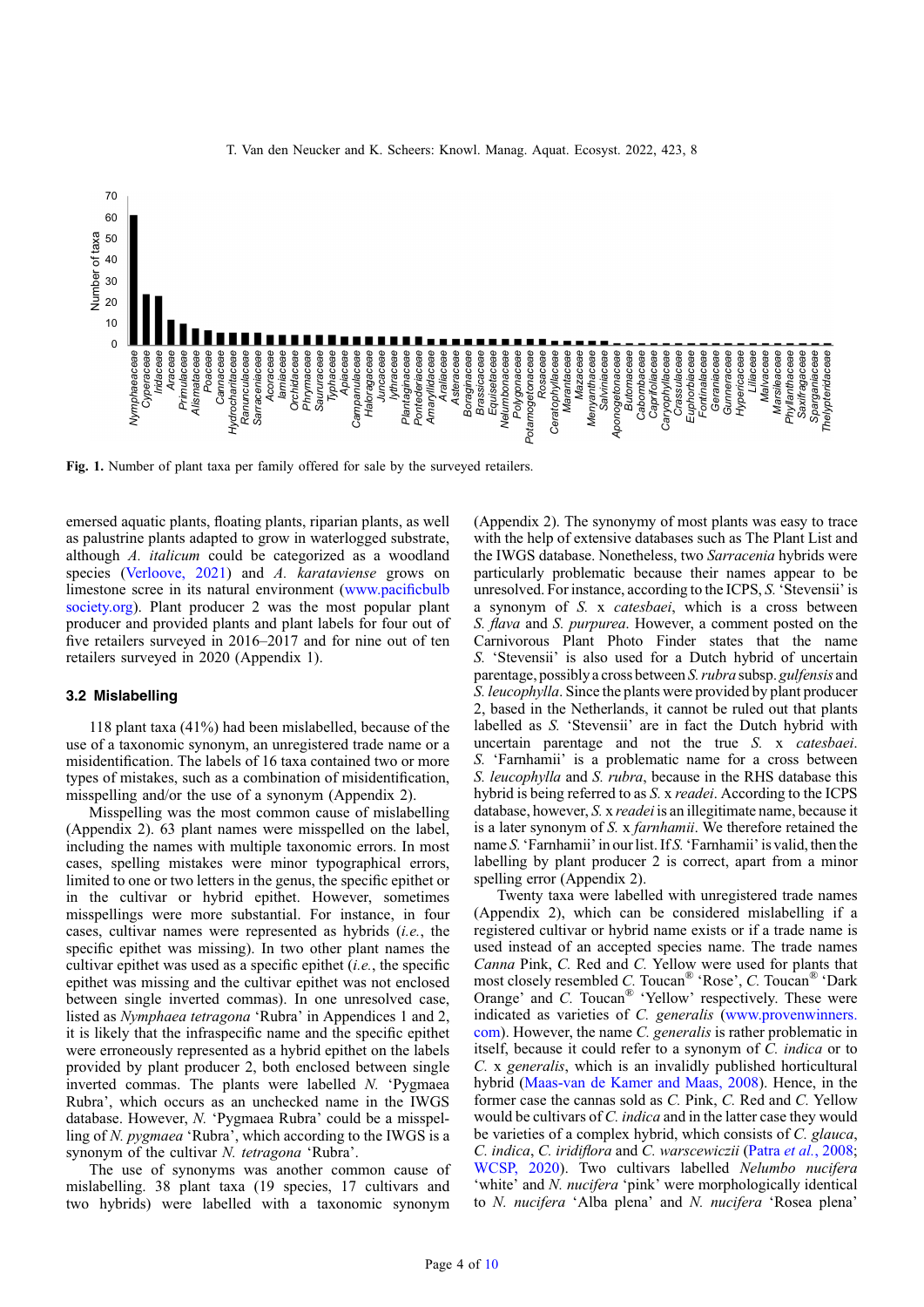Fig. 1. Number of plant taxa per family offered for sale by the surveyed retailers.

emersed aquatic plants, floating plants, riparian plants, as well as palustrine plants adapted to grow in waterlogged substrate, although *A. italicum* could be categorized as a woodland species (Verloove, 2021) and *A. karataviense* grows on limestone scree in its natural environment (www.pacificbulbsociety.org). Plant producer 2 was the most popular plant producer and provided plants and plant labels for four out of five retailers surveyed in 2016–2017 and for nine out of ten retailers surveyed in 2020 (Appendix 1).

### 3.2 Mislabelling

118 plant taxa (41%) had been mislabelled, because of the use of a taxonomic synonym, an unregistered trade name or a misidentification. The labels of 16 taxa contained two or more types of mistakes, such as a combination of misidentification, misspelling and/or the use of a synonym (Appendix 2).

Misspelling was the most common cause of mislabelling (Appendix 2). 63 plant names were misspelled on the label, including the names with multiple taxonomic errors. In most cases, spelling mistakes were minor typographical errors, limited to one or two letters in the genus, the specific epithet or in the cultivar or hybrid epithet. However, sometimes misspellings were more substantial. For instance, in four cases, cultivar names were represented as hybrids (*i.e.*, the specific epithet was missing). In two other plant names the cultivar epithet was used as a specific epithet (*i.e.*, the specific epithet was missing and the cultivar epithet was not enclosed between single inverted commas). In one unresolved case, listed as *Nymphaea tetragona* 'Rubra' in Appendices 1 and 2, it is likely that the infraspecific name and the specific epithet were erroneously represented as a hybrid epithet on the labels provided by plant producer 2, both enclosed between single inverted commas. The plants were labelled *N.* 'Pygmaea Rubra', which occurs as an unchecked name in the IWGS database. However, *N.* 'Pygmaea Rubra' could be a misspelling of *N. pygmaea* 'Rubra', which according to the IWGS is a synonym of the cultivar *N. tetragona* 'Rubra'.

The use of synonyms was another common cause of mislabelling. 38 plant taxa (19 species, 17 cultivars and two hybrids) were labelled with a taxonomic synonym (Appendix 2). The synonymy of most plants was easy to trace with the help of extensive databases such as The Plant List and the IWGS database. Nonetheless, two *Sarracenia* hybrids were particularly problematic because their names appear to be unresolved. For instance, according to the ICPS, *S.* 'Stevensii' is a synonym of *S.* x *catesbaei*, which is a cross between *S. flava* and *S. purpurea*. However, a comment posted on the Carnivorous Plant Photo Finder states that the name *S.* 'Stevensii' is also used for a Dutch hybrid of uncertain parentage, possibly a cross between *S. rubra* subsp. *gulfensis* and *S. leucophylla*. Since the plants were provided by plant producer 2, based in the Netherlands, it cannot be ruled out that plants labelled as *S.* 'Stevensii' are in fact the Dutch hybrid with uncertain parentage and not the true *S.* x *catesbaei*. *S.* 'Farnhamii' is a problematic name for a cross between *S. leucophylla* and *S. rubra*, because in the RHS database this hybrid is being referred to as *S.* x *readei*. According to the ICPS database, however, *S.* x *readei* is an illegitimate name, because it is a later synonym of *S.* x *farnhamii*. We therefore retained the name *S.* 'Farnhamii' in our list. If *S.* 'Farnhamii' is valid, then the labelling by plant producer 2 is correct, apart from a minor spelling error (Appendix 2).

Twenty taxa were labelled with unregistered trade names (Appendix 2), which can be considered mislabelling if a registered cultivar or hybrid name exists or if a trade name is used instead of an accepted species name. The trade names *Canna* Pink, *C.* Red and *C.* Yellow were used for plants that most closely resembled *C.* Toucan® 'Rose', *C.* Toucan® 'Dark Orange' and *C.* Toucan® 'Yellow' respectively. These were indicated as varieties of *C. generalis* (www.provenwinners.com). However, the name *C. generalis* is rather problematic in itself, because it could refer to a synonym of *C. indica* or to *C.* x *generalis*, which is an invalidly published horticultural hybrid (Maas-van de Kamer and Maas, 2008). Hence, in the former case the cannas sold as *C.* Pink, *C.* Red and *C.* Yellow would be cultivars of *C. indica* and in the latter case they would be varieties of a complex hybrid, which consists of *C. glauca*, *C. indica*, *C. iridiflora* and *C. warscewiczii* (Patra *et al.*, 2008; WCSP, 2020). Two cultivars labelled *Nelumbo nucifera* 'white' and *N. nucifera* 'pink' were morphologically identical to *N. nucifera* 'Alba plena' and *N. nucifera* 'Rosea plena'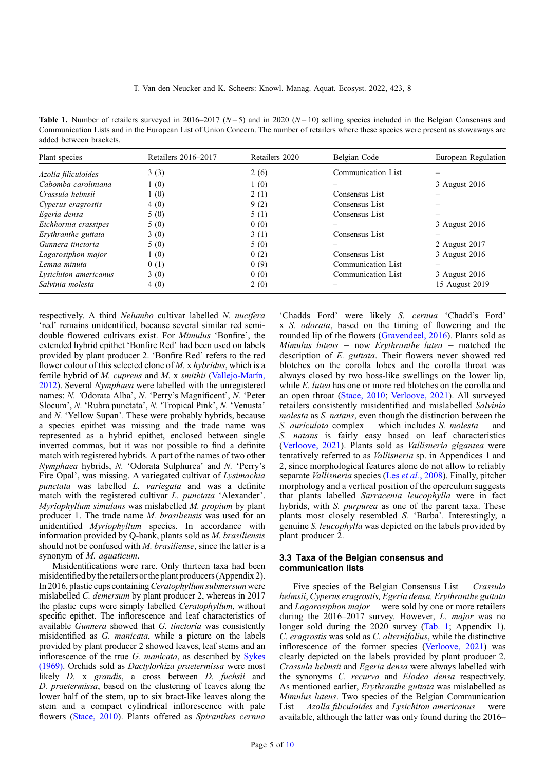**Table 1.** Number of retailers surveyed in 2016–2017 (N = 5) and in 2020 (N = 10) selling species included in the Belgian Consensus and Communication Lists and in the European List of Union Concern. The number of retailers where these species were present as stowaways are added between brackets.

| Plant species | Retailers 2016–2017 | Retailers 2020 | Belgian Code | European Regulation |
|---|---|---|---|---|
| *Azolla filiculoides* | 3 (3) | 2 (6) | Communication List | – |
| *Cabomba caroliniana* | 1 (0) | 1 (0) | – | 3 August 2016 |
| *Crassula helmsii* | 1 (0) | 2 (1) | Consensus List | – |
| *Cyperus eragrostis* | 4 (0) | 9 (2) | Consensus List | – |
| *Egeria densa* | 5 (0) | 5 (1) | Consensus List | – |
| *Eichhornia crassipes* | 5 (0) | 0 (0) | – | 3 August 2016 |
| *Erythranthe guttata* | 3 (0) | 3 (1) | Consensus List | – |
| *Gunnera tinctoria* | 5 (0) | 5 (0) | – | 2 August 2017 |
| *Lagarosiphon major* | 1 (0) | 0 (2) | Consensus List | 3 August 2016 |
| *Lemna minuta* | 0 (1) | 0 (9) | Communication List | – |
| *Lysichiton americanus* | 3 (0) | 0 (0) | Communication List | 3 August 2016 |
| *Salvinia molesta* | 4 (0) | 2 (0) | – | 15 August 2019 |

respectively. A third *Nelumbo* cultivar labelled *N. nucifera* 'red' remains unidentified, because several similar red semi-double flowered cultivars exist. For *Mimulus* 'Bonfire', the extended hybrid epithet 'Bonfire Red' had been used on labels provided by plant producer 2. 'Bonfire Red' refers to the red flower colour of this selected clone of *M.* x *hybridus*, which is a fertile hybrid of *M. cupreus* and *M.* x *smithii* (Vallejo-Marín, 2012). Several *Nymphaea* were labelled with the unregistered names: *N.* 'Odorata Alba', *N.* 'Perry's Magnificent', *N.* 'Peter Slocum', *N.* 'Rubra punctata', *N.* 'Tropical Pink', *N.* 'Venusta' and *N.* 'Yellow Supan'. These were probably hybrids, because a species epithet was missing and the trade name was represented as a hybrid epithet, enclosed between single inverted commas, but it was not possible to find a definite match with registered hybrids. A part of the names of two other *Nymphaea* hybrids, *N.* 'Odorata Sulphurea' and *N.* 'Perry's Fire Opal', was missing. A variegated cultivar of *Lysimachia punctata* was labelled *L. variegata* and was a definite match with the registered cultivar *L. punctata* 'Alexander'. *Myriophyllum simulans* was mislabelled *M. propium* by plant producer 1. The trade name *M. brasiliensis* was used for an unidentified *Myriophyllum* species. In accordance with information provided by Q-bank, plants sold as *M. brasiliensis* should not be confused with *M. brasiliense*, since the latter is a synonym of *M. aquaticum*.

Misidentifications were rare. Only thirteen taxa had been misidentified by the retailers or the plant producers (Appendix 2). In 2016, plastic cups containing *Ceratophyllum submersum* were mislabelled *C. demersum* by plant producer 2, whereas in 2017 the plastic cups were simply labelled *Ceratophyllum*, without specific epithet. The inflorescence and leaf characteristics of available *Gunnera* showed that *G. tinctoria* was consistently misidentified as *G. manicata*, while a picture on the labels provided by plant producer 2 showed leaves, leaf stems and an inflorescence of the true *G. manicata*, as described by Sykes (1969). Orchids sold as *Dactylorhiza praetermissa* were most likely *D.* x *grandis*, a cross between *D. fuchsii* and *D. praetermissa*, based on the clustering of leaves along the lower half of the stem, up to six bract-like leaves along the stem and a compact cylindrical inflorescence with pale flowers (Stace, 2010). Plants offered as *Spiranthes cernua* 'Chadds Ford' were likely *S. cernua* 'Chadd's Ford' x *S. odorata*, based on the timing of flowering and the rounded lip of the flowers (Gravendeel, 2016). Plants sold as *Mimulus luteus* – now *Erythranthe lutea* – matched the description of *E. guttata*. Their flowers never showed red blotches on the corolla lobes and the corolla throat was always closed by two boss-like swellings on the lower lip, while *E. lutea* has one or more red blotches on the corolla and an open throat (Stace, 2010; Verloove, 2021). All surveyed retailers consistently misidentified and mislabelled *Salvinia molesta* as *S. natans*, even though the distinction between the *S. auriculata* complex – which includes *S. molesta* – and *S. natans* is fairly easy based on leaf characteristics (Verloove, 2021). Plants sold as *Vallisneria gigantea* were tentatively referred to as *Vallisneria* sp. in Appendices 1 and 2, since morphological features alone do not allow to reliably separate *Vallisneria* species (Les *et al.*, 2008). Finally, pitcher morphology and a vertical position of the operculum suggests that plants labelled *Sarracenia leucophylla* were in fact hybrids, with *S. purpurea* as one of the parent taxa. These plants most closely resembled *S.* 'Barba'. Interestingly, a genuine *S. leucophylla* was depicted on the labels provided by plant producer 2.

### 3.3 Taxa of the Belgian consensus and communication lists

Five species of the Belgian Consensus List – *Crassula helmsii*, *Cyperus eragrostis, Egeria densa, Erythranthe guttata* and *Lagarosiphon major* – were sold by one or more retailers during the 2016–2017 survey. However, *L. major* was no longer sold during the 2020 survey (Tab. 1; Appendix 1). *C. eragrostis* was sold as *C. alternifolius*, while the distinctive inflorescence of the former species (Verloove, 2021) was clearly depicted on the labels provided by plant producer 2. *Crassula helmsii* and *Egeria densa* were always labelled with the synonyms *C. recurva* and *Elodea densa* respectively. As mentioned earlier, *Erythranthe guttata* was mislabelled as *Mimulus luteus*. Two species of the Belgian Communication List – *Azolla filiculoides* and *Lysichiton americanus* – were available, although the latter was only found during the 2016–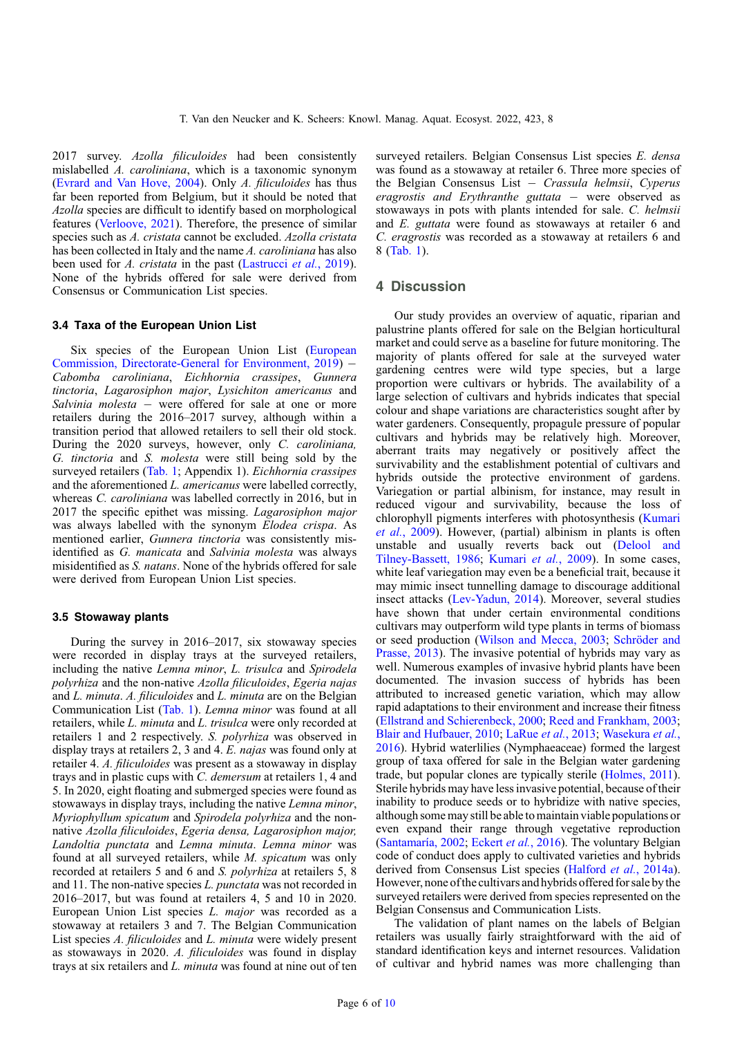2017 survey. *Azolla filiculoides* had been consistently mislabelled *A. caroliniana*, which is a taxonomic synonym (Evrard and Van Hove, 2004). Only *A. filiculoides* has thus far been reported from Belgium, but it should be noted that *Azolla* species are difficult to identify based on morphological features (Verloove, 2021). Therefore, the presence of similar species such as *A. cristata* cannot be excluded. *Azolla cristata* has been collected in Italy and the name *A. caroliniana* has also been used for *A. cristata* in the past (Lastrucci *et al.*, 2019). None of the hybrids offered for sale were derived from Consensus or Communication List species.

### 3.4 Taxa of the European Union List

Six species of the European Union List (European Commission, Directorate-General for Environment, 2019) – *Cabomba caroliniana*, *Eichhornia crassipes*, *Gunnera tinctoria*, *Lagarosiphon major*, *Lysichiton americanus* and *Salvinia molesta* – were offered for sale at one or more retailers during the 2016–2017 survey, although within a transition period that allowed retailers to sell their old stock. During the 2020 surveys, however, only *C. caroliniana, G. tinctoria* and *S. molesta* were still being sold by the surveyed retailers (Tab. 1; Appendix 1). *Eichhornia crassipes* and the aforementioned *L. americanus* were labelled correctly, whereas *C. caroliniana* was labelled correctly in 2016, but in 2017 the specific epithet was missing. *Lagarosiphon major* was always labelled with the synonym *Elodea crispa*. As mentioned earlier, *Gunnera tinctoria* was consistently misidentified as *G. manicata* and *Salvinia molesta* was always misidentified as *S. natans*. None of the hybrids offered for sale were derived from European Union List species.

### 3.5 Stowaway plants

During the survey in 2016–2017, six stowaway species were recorded in display trays at the surveyed retailers, including the native *Lemna minor*, *L. trisulca* and *Spirodela polyrhiza* and the non-native *Azolla filiculoides*, *Egeria najas* and *L. minuta*. *A. filiculoides* and *L. minuta* are on the Belgian Communication List (Tab. 1). *Lemna minor* was found at all retailers, while *L. minuta* and *L. trisulca* were only recorded at retailers 1 and 2 respectively. *S. polyrhiza* was observed in display trays at retailers 2, 3 and 4. *E. najas* was found only at retailer 4. *A. filiculoides* was present as a stowaway in display trays and in plastic cups with *C. demersum* at retailers 1, 4 and 5. In 2020, eight floating and submerged species were found as stowaways in display trays, including the native *Lemna minor*, *Myriophyllum spicatum* and *Spirodela polyrhiza* and the non-native *Azolla filiculoides*, *Egeria densa, Lagarosiphon major, Landoltia punctata* and *Lemna minuta*. *Lemna minor* was found at all surveyed retailers, while *M. spicatum* was only recorded at retailers 5 and 6 and *S. polyrhiza* at retailers 5, 8 and 11. The non-native species *L. punctata* was not recorded in 2016–2017, but was found at retailers 4, 5 and 10 in 2020. European Union List species *L. major* was recorded as a stowaway at retailers 3 and 7. The Belgian Communication List species *A. filiculoides* and *L. minuta* were widely present as stowaways in 2020. *A. filiculoides* was found in display trays at six retailers and *L. minuta* was found at nine out of ten surveyed retailers. Belgian Consensus List species *E. densa* was found as a stowaway at retailer 6. Three more species of the Belgian Consensus List – *Crassula helmsii*, *Cyperus eragrostis and Erythranthe guttata* – were observed as stowaways in pots with plants intended for sale. *C. helmsii* and *E. guttata* were found as stowaways at retailer 6 and *C. eragrostis* was recorded as a stowaway at retailers 6 and 8 (Tab. 1).

## 4 Discussion

Our study provides an overview of aquatic, riparian and palustrine plants offered for sale on the Belgian horticultural market and could serve as a baseline for future monitoring. The majority of plants offered for sale at the surveyed water gardening centres were wild type species, but a large proportion were cultivars or hybrids. The availability of a large selection of cultivars and hybrids indicates that special colour and shape variations are characteristics sought after by water gardeners. Consequently, propagule pressure of popular cultivars and hybrids may be relatively high. Moreover, aberrant traits may negatively or positively affect the survivability and the establishment potential of cultivars and hybrids outside the protective environment of gardens. Variegation or partial albinism, for instance, may result in reduced vigour and survivability, because the loss of chlorophyll pigments interferes with photosynthesis (Kumari *et al.*, 2009). However, (partial) albinism in plants is often unstable and usually reverts back out (Delool and Tilney-Bassett, 1986; Kumari *et al.*, 2009). In some cases, white leaf variegation may even be a beneficial trait, because it may mimic insect tunnelling damage to discourage additional insect attacks (Lev-Yadun, 2014). Moreover, several studies have shown that under certain environmental conditions cultivars may outperform wild type plants in terms of biomass or seed production (Wilson and Mecca, 2003; Schröder and Prasse, 2013). The invasive potential of hybrids may vary as well. Numerous examples of invasive hybrid plants have been documented. The invasion success of hybrids has been attributed to increased genetic variation, which may allow rapid adaptations to their environment and increase their fitness (Ellstrand and Schierenbeck, 2000; Reed and Frankham, 2003; Blair and Hufbauer, 2010; LaRue *et al.*, 2013; Wasekura *et al.*, 2016). Hybrid waterlilies (Nymphaeaceae) formed the largest group of taxa offered for sale in the Belgian water gardening trade, but popular clones are typically sterile (Holmes, 2011). Sterile hybrids may have less invasive potential, because of their inability to produce seeds or to hybridize with native species, although some may still be able to maintain viable populations or even expand their range through vegetative reproduction (Santamaría, 2002; Eckert *et al.*, 2016). The voluntary Belgian code of conduct does apply to cultivated varieties and hybrids derived from Consensus List species (Halford *et al.*, 2014a). However, none of the cultivars and hybrids offered for sale by the surveyed retailers were derived from species represented on the Belgian Consensus and Communication Lists.

The validation of plant names on the labels of Belgian retailers was usually fairly straightforward with the aid of standard identification keys and internet resources. Validation of cultivar and hybrid names was more challenging than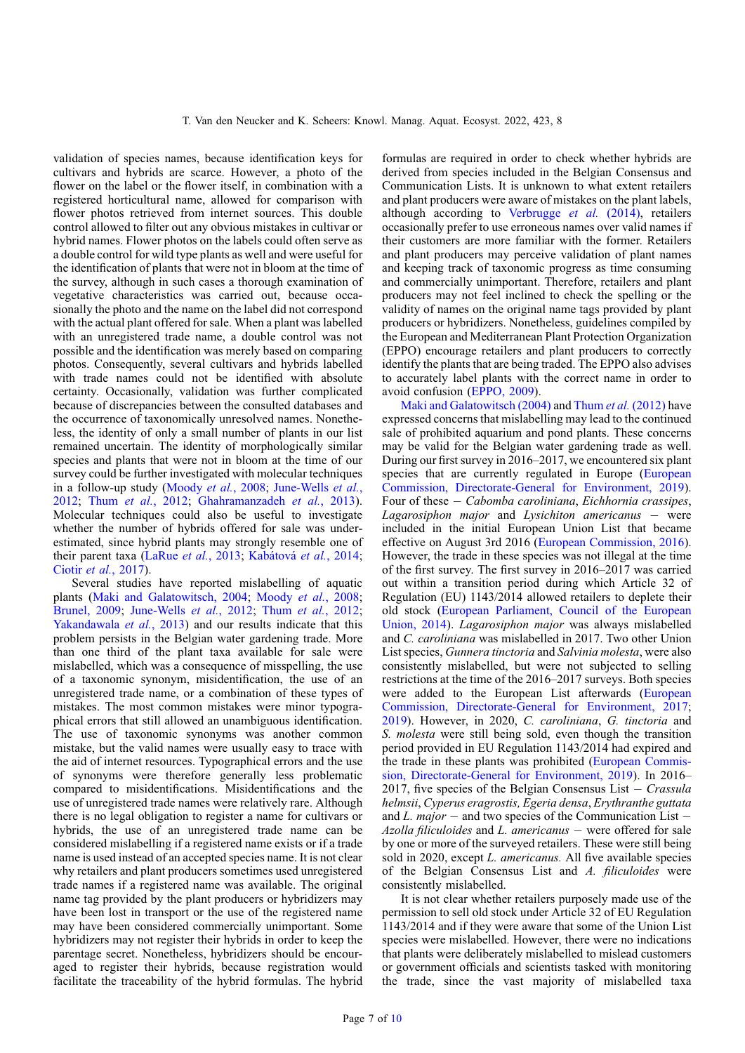validation of species names, because identification keys for cultivars and hybrids are scarce. However, a photo of the flower on the label or the flower itself, in combination with a registered horticultural name, allowed for comparison with flower photos retrieved from internet sources. This double control allowed to filter out any obvious mistakes in cultivar or hybrid names. Flower photos on the labels could often serve as a double control for wild type plants as well and were useful for the identification of plants that were not in bloom at the time of the survey, although in such cases a thorough examination of vegetative characteristics was carried out, because occasionally the photo and the name on the label did not correspond with the actual plant offered for sale. When a plant was labelled with an unregistered trade name, a double control was not possible and the identification was merely based on comparing photos. Consequently, several cultivars and hybrids labelled with trade names could not be identified with absolute certainty. Occasionally, validation was further complicated because of discrepancies between the consulted databases and the occurrence of taxonomically unresolved names. Nonetheless, the identity of only a small number of plants in our list remained uncertain. The identity of morphologically similar species and plants that were not in bloom at the time of our survey could be further investigated with molecular techniques in a follow-up study (Moody *et al.*, 2008; June-Wells *et al.*, 2012; Thum *et al.*, 2012; Ghahramanzadeh *et al.*, 2013). Molecular techniques could also be useful to investigate whether the number of hybrids offered for sale was underestimated, since hybrid plants may strongly resemble one of their parent taxa (LaRue *et al.*, 2013; Kabátová *et al.*, 2014; Ciotir *et al.*, 2017).

Several studies have reported mislabelling of aquatic plants (Maki and Galatowitsch, 2004; Moody *et al.*, 2008; Brunel, 2009; June-Wells *et al.*, 2012; Thum *et al.*, 2012; Yakandawala *et al.*, 2013) and our results indicate that this problem persists in the Belgian water gardening trade. More than one third of the plant taxa available for sale were mislabelled, which was a consequence of misspelling, the use of a taxonomic synonym, misidentification, the use of an unregistered trade name, or a combination of these types of mistakes. The most common mistakes were minor typographical errors that still allowed an unambiguous identification. The use of taxonomic synonyms was another common mistake, but the valid names were usually easy to trace with the aid of internet resources. Typographical errors and the use of synonyms were therefore generally less problematic compared to misidentifications. Misidentifications and the use of unregistered trade names were relatively rare. Although there is no legal obligation to register a name for cultivars or hybrids, the use of an unregistered trade name can be considered mislabelling if a registered name exists or if a trade name is used instead of an accepted species name. It is not clear why retailers and plant producers sometimes used unregistered trade names if a registered name was available. The original name tag provided by the plant producers or hybridizers may have been lost in transport or the use of the registered name may have been considered commercially unimportant. Some hybridizers may not register their hybrids in order to keep the parentage secret. Nonetheless, hybridizers should be encouraged to register their hybrids, because registration would facilitate the traceability of the hybrid formulas. The hybrid formulas are required in order to check whether hybrids are derived from species included in the Belgian Consensus and Communication Lists. It is unknown to what extent retailers and plant producers were aware of mistakes on the plant labels, although according to Verbrugge *et al.* (2014), retailers occasionally prefer to use erroneous names over valid names if their customers are more familiar with the former. Retailers and plant producers may perceive validation of plant names and keeping track of taxonomic progress as time consuming and commercially unimportant. Therefore, retailers and plant producers may not feel inclined to check the spelling or the validity of names on the original name tags provided by plant producers or hybridizers. Nonetheless, guidelines compiled by the European and Mediterranean Plant Protection Organization (EPPO) encourage retailers and plant producers to correctly identify the plants that are being traded. The EPPO also advises to accurately label plants with the correct name in order to avoid confusion (EPPO, 2009).

Maki and Galatowitsch (2004) and Thum *et al.* (2012) have expressed concerns that mislabelling may lead to the continued sale of prohibited aquarium and pond plants. These concerns may be valid for the Belgian water gardening trade as well. During our first survey in 2016–2017, we encountered six plant species that are currently regulated in Europe (European Commission, Directorate-General for Environment, 2019). Four of these – *Cabomba caroliniana*, *Eichhornia crassipes*, *Lagarosiphon major* and *Lysichiton americanus* – were included in the initial European Union List that became effective on August 3rd 2016 (European Commission, 2016). However, the trade in these species was not illegal at the time of the first survey. The first survey in 2016–2017 was carried out within a transition period during which Article 32 of Regulation (EU) 1143/2014 allowed retailers to deplete their old stock (European Parliament, Council of the European Union, 2014). *Lagarosiphon major* was always mislabelled and *C. caroliniana* was mislabelled in 2017. Two other Union List species, *Gunnera tinctoria* and *Salvinia molesta*, were also consistently mislabelled, but were not subjected to selling restrictions at the time of the 2016–2017 surveys. Both species were added to the European List afterwards (European Commission, Directorate-General for Environment, 2017; 2019). However, in 2020, *C. caroliniana*, *G. tinctoria* and *S. molesta* were still being sold, even though the transition period provided in EU Regulation 1143/2014 had expired and the trade in these plants was prohibited (European Commission, Directorate-General for Environment, 2019). In 2016–2017, five species of the Belgian Consensus List – *Crassula helmsii*, *Cyperus eragrostis*, *Egeria densa*, *Erythranthe guttata* and *L. major* – and two species of the Communication List – *Azolla filiculoides* and *L. americanus* – were offered for sale by one or more of the surveyed retailers. These were still being sold in 2020, except *L. americanus.* All five available species of the Belgian Consensus List and *A. filiculoides* were consistently mislabelled.

It is not clear whether retailers purposely made use of the permission to sell old stock under Article 32 of EU Regulation 1143/2014 and if they were aware that some of the Union List species were mislabelled. However, there were no indications that plants were deliberately mislabelled to mislead customers or government officials and scientists tasked with monitoring the trade, since the vast majority of mislabelled taxa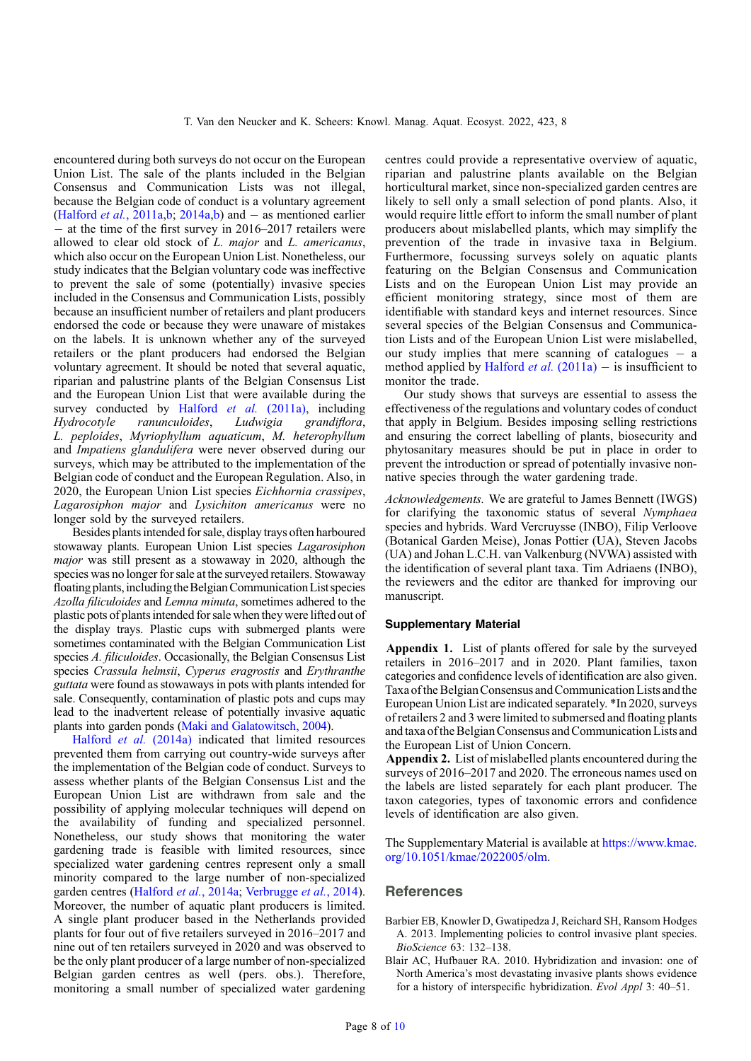encountered during both surveys do not occur on the European Union List. The sale of the plants included in the Belgian Consensus and Communication Lists was not illegal, because the Belgian code of conduct is a voluntary agreement (Halford *et al.*, 2011a,b; 2014a,b) and – as mentioned earlier – at the time of the first survey in 2016–2017 retailers were allowed to clear old stock of *L. major* and *L. americanus*, which also occur on the European Union List. Nonetheless, our study indicates that the Belgian voluntary code was ineffective to prevent the sale of some (potentially) invasive species included in the Consensus and Communication Lists, possibly because an insufficient number of retailers and plant producers endorsed the code or because they were unaware of mistakes on the labels. It is unknown whether any of the surveyed retailers or the plant producers had endorsed the Belgian voluntary agreement. It should be noted that several aquatic, riparian and palustrine plants of the Belgian Consensus List and the European Union List that were available during the survey conducted by Halford *et al.* (2011a), including *Hydrocotyle ranunculoides*, *Ludwigia grandiflora*, *L. peploides*, *Myriophyllum aquaticum*, *M. heterophyllum* and *Impatiens glandulifera* were never observed during our surveys, which may be attributed to the implementation of the Belgian code of conduct and the European Regulation. Also, in 2020, the European Union List species *Eichhornia crassipes*, *Lagarosiphon major* and *Lysichiton americanus* were no longer sold by the surveyed retailers.

Besides plants intended for sale, display trays often harboured stowaway plants. European Union List species *Lagarosiphon major* was still present as a stowaway in 2020, although the species was no longer for sale at the surveyed retailers. Stowaway floating plants, including the Belgian Communication List species *Azolla filiculoides* and *Lemna minuta*, sometimes adhered to the plastic pots of plants intended for sale when they were lifted out of the display trays. Plastic cups with submerged plants were sometimes contaminated with the Belgian Communication List species *A. filiculoides*. Occasionally, the Belgian Consensus List species *Crassula helmsii*, *Cyperus eragrostis* and *Erythranthe guttata* were found as stowaways in pots with plants intended for sale. Consequently, contamination of plastic pots and cups may lead to the inadvertent release of potentially invasive aquatic plants into garden ponds (Maki and Galatowitsch, 2004).

Halford *et al.* (2014a) indicated that limited resources prevented them from carrying out country-wide surveys after the implementation of the Belgian code of conduct. Surveys to assess whether plants of the Belgian Consensus List and the European Union List are withdrawn from sale and the possibility of applying molecular techniques will depend on the availability of funding and specialized personnel. Nonetheless, our study shows that monitoring the water gardening trade is feasible with limited resources, since specialized water gardening centres represent only a small minority compared to the large number of non-specialized garden centres (Halford *et al.*, 2014a; Verbrugge *et al.*, 2014). Moreover, the number of aquatic plant producers is limited. A single plant producer based in the Netherlands provided plants for four out of five retailers surveyed in 2016–2017 and nine out of ten retailers surveyed in 2020 and was observed to be the only plant producer of a large number of non-specialized Belgian garden centres as well (pers. obs.). Therefore, monitoring a small number of specialized water gardening centres could provide a representative overview of aquatic, riparian and palustrine plants available on the Belgian horticultural market, since non-specialized garden centres are likely to sell only a small selection of pond plants. Also, it would require little effort to inform the small number of plant producers about mislabelled plants, which may simplify the prevention of the trade in invasive taxa in Belgium. Furthermore, focussing surveys solely on aquatic plants featuring on the Belgian Consensus and Communication Lists and on the European Union List may provide an efficient monitoring strategy, since most of them are identifiable with standard keys and internet resources. Since several species of the Belgian Consensus and Communication Lists and of the European Union List were mislabelled, our study implies that mere scanning of catalogues – a method applied by Halford *et al.* (2011a) – is insufficient to monitor the trade.

Our study shows that surveys are essential to assess the effectiveness of the regulations and voluntary codes of conduct that apply in Belgium. Besides imposing selling restrictions and ensuring the correct labelling of plants, biosecurity and phytosanitary measures should be put in place in order to prevent the introduction or spread of potentially invasive non-native species through the water gardening trade.

*Acknowledgements.* We are grateful to James Bennett (IWGS) for clarifying the taxonomic status of several *Nymphaea* species and hybrids. Ward Vercruysse (INBO), Filip Verloove (Botanical Garden Meise), Jonas Pottier (UA), Steven Jacobs (UA) and Johan L.C.H. van Valkenburg (NVWA) assisted with the identification of several plant taxa. Tim Adriaens (INBO), the reviewers and the editor are thanked for improving our manuscript.

## Supplementary Material

**Appendix 1.** List of plants offered for sale by the surveyed retailers in 2016–2017 and in 2020. Plant families, taxon categories and confidence levels of identification are also given. Taxa of the Belgian Consensus and Communication Lists and the European Union List are indicated separately. *In 2020, surveys of retailers 2 and 3 were limited to submersed and floating plants and taxa of the Belgian Consensus and Communication Lists and the European List of Union Concern.

**Appendix 2.** List of mislabelled plants encountered during the surveys of 2016–2017 and 2020. The erroneous names used on the labels are listed separately for each plant producer. The taxon categories, types of taxonomic errors and confidence levels of identification are also given.

The Supplementary Material is available at https://www.kmae.org/10.1051/kmae/2022005/olm.

## References

Barbier EB, Knowler D, Gwatipedza J, Reichard SH, Ransom Hodges A. 2013. Implementing policies to control invasive plant species. *BioScience* 63: 132–138.

Blair AC, Hufbauer RA. 2010. Hybridization and invasion: one of North America's most devastating invasive plants shows evidence for a history of interspecific hybridization. *Evol Appl* 3: 40–51.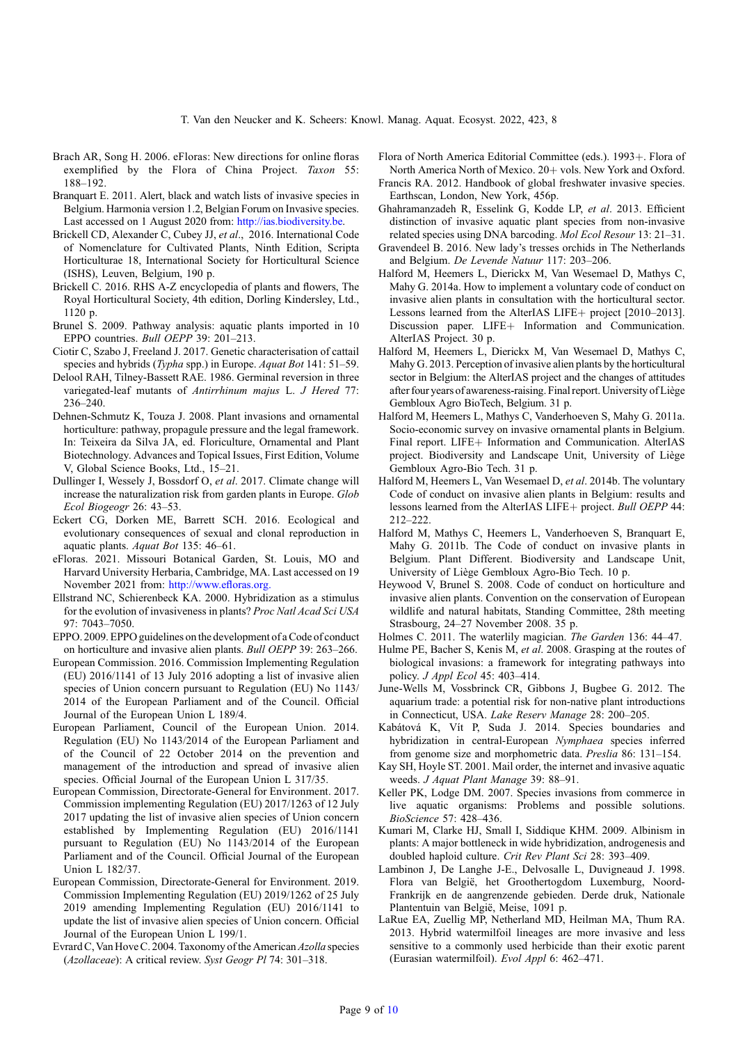Brach AR, Song H. 2006. eFloras: New directions for online floras exemplified by the Flora of China Project. *Taxon* 55: 188–192.

Branquart E. 2011. Alert, black and watch lists of invasive species in Belgium. Harmonia version 1.2, Belgian Forum on Invasive species. Last accessed on 1 August 2020 from: http://ias.biodiversity.be.

Brickell CD, Alexander C, Cubey JJ, *et al*., 2016. International Code of Nomenclature for Cultivated Plants, Ninth Edition, Scripta Horticulturae 18, International Society for Horticultural Science (ISHS), Leuven, Belgium, 190 p.

Brickell C. 2016. RHS A-Z encyclopedia of plants and flowers, The Royal Horticultural Society, 4th edition, Dorling Kindersley, Ltd., 1120 p.

Brunel S. 2009. Pathway analysis: aquatic plants imported in 10 EPPO countries. *Bull OEPP* 39: 201–213.

Ciotir C, Szabo J, Freeland J. 2017. Genetic characterisation of cattail species and hybrids (*Typha* spp.) in Europe. *Aquat Bot* 141: 51–59.

Delool RAH, Tilney-Bassett RAE. 1986. Germinal reversion in three variegated-leaf mutants of *Antirrhinum majus* L. *J Hered* 77: 236–240.

Dehnen-Schmutz K, Touza J. 2008. Plant invasions and ornamental horticulture: pathway, propagule pressure and the legal framework. In: Teixeira da Silva JA, ed. Floriculture, Ornamental and Plant Biotechnology. Advances and Topical Issues, First Edition, Volume V, Global Science Books, Ltd., 15–21.

Dullinger I, Wessely J, Bossdorf O, *et al*. 2017. Climate change will increase the naturalization risk from garden plants in Europe. *Glob Ecol Biogeogr* 26: 43–53.

Eckert CG, Dorken ME, Barrett SCH. 2016. Ecological and evolutionary consequences of sexual and clonal reproduction in aquatic plants. *Aquat Bot* 135: 46–61.

eFloras. 2021. Missouri Botanical Garden, St. Louis, MO and Harvard University Herbaria, Cambridge, MA. Last accessed on 19 November 2021 from: http://www.efloras.org.

Ellstrand NC, Schierenbeck KA. 2000. Hybridization as a stimulus for the evolution of invasiveness in plants? *Proc Natl Acad Sci USA* 97: 7043–7050.

EPPO. 2009. EPPO guidelines on the development of a Code of conduct on horticulture and invasive alien plants. *Bull OEPP* 39: 263–266.

European Commission. 2016. Commission Implementing Regulation (EU) 2016/1141 of 13 July 2016 adopting a list of invasive alien species of Union concern pursuant to Regulation (EU) No 1143/2014 of the European Parliament and of the Council. Official Journal of the European Union L 189/4.

European Parliament, Council of the European Union. 2014. Regulation (EU) No 1143/2014 of the European Parliament and of the Council of 22 October 2014 on the prevention and management of the introduction and spread of invasive alien species. Official Journal of the European Union L 317/35.

European Commission, Directorate-General for Environment. 2017. Commission implementing Regulation (EU) 2017/1263 of 12 July 2017 updating the list of invasive alien species of Union concern established by Implementing Regulation (EU) 2016/1141 pursuant to Regulation (EU) No 1143/2014 of the European Parliament and of the Council. Official Journal of the European Union L 182/37.

European Commission, Directorate-General for Environment. 2019. Commission Implementing Regulation (EU) 2019/1262 of 25 July 2019 amending Implementing Regulation (EU) 2016/1141 to update the list of invasive alien species of Union concern. Official Journal of the European Union L 199/1.

Evrard C, Van Hove C. 2004. Taxonomy of the American *Azolla* species (*Azollaceae*): A critical review. *Syst Geogr Pl* 74: 301–318.

Flora of North America Editorial Committee (eds.). 1993+. Flora of North America North of Mexico. 20+ vols. New York and Oxford.

Francis RA. 2012. Handbook of global freshwater invasive species. Earthscan, London, New York, 456p.

Ghahramanzadeh R, Esselink G, Kodde LP, *et al*. 2013. Efficient distinction of invasive aquatic plant species from non-invasive related species using DNA barcoding. *Mol Ecol Resour* 13: 21–31.

Gravendeel B. 2016. New lady's tresses orchids in The Netherlands and Belgium. *De Levende Natuur* 117: 203–206.

Halford M, Heemers L, Dierickx M, Van Wesemael D, Mathys C, Mahy G. 2014a. How to implement a voluntary code of conduct on invasive alien plants in consultation with the horticultural sector. Lessons learned from the AlterIAS LIFE+ project [2010–2013]. Discussion paper. LIFE+ Information and Communication. AlterIAS Project. 30 p.

Halford M, Heemers L, Dierickx M, Van Wesemael D, Mathys C, Mahy G. 2013. Perception of invasive alien plants by the horticultural sector in Belgium: the AlterIAS project and the changes of attitudes after four years of awareness-raising. Final report. University of Liège Gembloux Agro BioTech, Belgium. 31 p.

Halford M, Heemers L, Mathys C, Vanderhoeven S, Mahy G. 2011a. Socio-economic survey on invasive ornamental plants in Belgium. Final report. LIFE+ Information and Communication. AlterIAS project. Biodiversity and Landscape Unit, University of Liège Gembloux Agro-Bio Tech. 31 p.

Halford M, Heemers L, Van Wesemael D, *et al*. 2014b. The voluntary Code of conduct on invasive alien plants in Belgium: results and lessons learned from the AlterIAS LIFE+ project. *Bull OEPP* 44: 212–222.

Halford M, Mathys C, Heemers L, Vanderhoeven S, Branquart E, Mahy G. 2011b. The Code of conduct on invasive plants in Belgium. Plant Different. Biodiversity and Landscape Unit, University of Liège Gembloux Agro-Bio Tech. 10 p.

Heywood V, Brunel S. 2008. Code of conduct on horticulture and invasive alien plants. Convention on the conservation of European wildlife and natural habitats, Standing Committee, 28th meeting Strasbourg, 24–27 November 2008. 35 p.

Holmes C. 2011. The waterlily magician. *The Garden* 136: 44–47.

Hulme PE, Bacher S, Kenis M, *et al*. 2008. Grasping at the routes of biological invasions: a framework for integrating pathways into policy. *J Appl Ecol* 45: 403–414.

June-Wells M, Vossbrinck CR, Gibbons J, Bugbee G. 2012. The aquarium trade: a potential risk for non-native plant introductions in Connecticut, USA. *Lake Reserv Manage* 28: 200–205.

Kabátová K, Vít P, Suda J. 2014. Species boundaries and hybridization in central-European *Nymphaea* species inferred from genome size and morphometric data. *Preslia* 86: 131–154.

Kay SH, Hoyle ST. 2001. Mail order, the internet and invasive aquatic weeds. *J Aquat Plant Manage* 39: 88–91.

Keller PK, Lodge DM. 2007. Species invasions from commerce in live aquatic organisms: Problems and possible solutions. *BioScience* 57: 428–436.

Kumari M, Clarke HJ, Small I, Siddique KHM. 2009. Albinism in plants: A major bottleneck in wide hybridization, androgenesis and doubled haploid culture. *Crit Rev Plant Sci* 28: 393–409.

Lambinon J, De Langhe J-E., Delvosalle L, Duvigneaud J. 1998. Flora van België, het Groothertogdom Luxemburg, Noord-Frankrijk en de aangrenzende gebieden. Derde druk, Nationale Plantentuin van België, Meise, 1091 p.

LaRue EA, Zuellig MP, Netherland MD, Heilman MA, Thum RA. 2013. Hybrid watermilfoil lineages are more invasive and less sensitive to a commonly used herbicide than their exotic parent (Eurasian watermilfoil). *Evol Appl* 6: 462–471.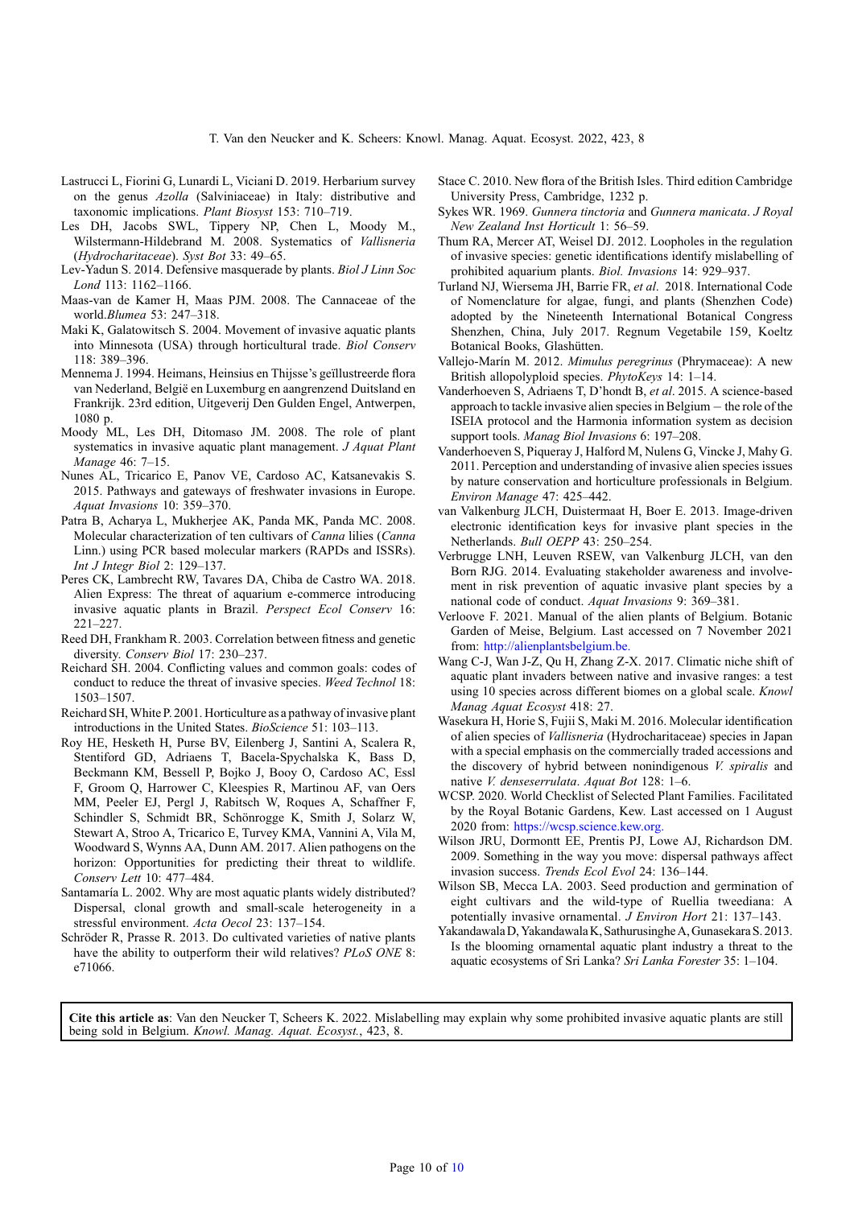Lastrucci L, Fiorini G, Lunardi L, Viciani D. 2019. Herbarium survey on the genus *Azolla* (Salviniaceae) in Italy: distributive and taxonomic implications. *Plant Biosyst* 153: 710–719.

Les DH, Jacobs SWL, Tippery NP, Chen L, Moody M., Wilstermann-Hildebrand M. 2008. Systematics of *Vallisneria* (*Hydrocharitaceae*). *Syst Bot* 33: 49–65.

Lev-Yadun S. 2014. Defensive masquerade by plants. *Biol J Linn Soc Lond* 113: 1162–1166.

Maas-van de Kamer H, Maas PJM. 2008. The Cannaceae of the world.*Blumea* 53: 247–318.

Maki K, Galatowitsch S. 2004. Movement of invasive aquatic plants into Minnesota (USA) through horticultural trade. *Biol Conserv* 118: 389–396.

Mennema J. 1994. Heimans, Heinsius en Thijsse's geïllustreerde flora van Nederland, België en Luxemburg en aangrenzend Duitsland en Frankrijk. 23rd edition, Uitgeverij Den Gulden Engel, Antwerpen, 1080 p.

Moody ML, Les DH, Ditomaso JM. 2008. The role of plant systematics in invasive aquatic plant management. *J Aquat Plant Manage* 46: 7–15.

Nunes AL, Tricarico E, Panov VE, Cardoso AC, Katsanevakis S. 2015. Pathways and gateways of freshwater invasions in Europe. *Aquat Invasions* 10: 359–370.

Patra B, Acharya L, Mukherjee AK, Panda MK, Panda MC. 2008. Molecular characterization of ten cultivars of *Canna* lilies (*Canna* Linn.) using PCR based molecular markers (RAPDs and ISSRs). *Int J Integr Biol* 2: 129–137.

Peres CK, Lambrecht RW, Tavares DA, Chiba de Castro WA. 2018. Alien Express: The threat of aquarium e-commerce introducing invasive aquatic plants in Brazil. *Perspect Ecol Conserv* 16: 221–227.

Reed DH, Frankham R. 2003. Correlation between fitness and genetic diversity. *Conserv Biol* 17: 230–237.

Reichard SH. 2004. Conflicting values and common goals: codes of conduct to reduce the threat of invasive species. *Weed Technol* 18: 1503–1507.

Reichard SH, White P. 2001. Horticulture as a pathway of invasive plant introductions in the United States. *BioScience* 51: 103–113.

Roy HE, Hesketh H, Purse BV, Eilenberg J, Santini A, Scalera R, Stentiford GD, Adriaens T, Bacela-Spychalska K, Bass D, Beckmann KM, Bessell P, Bojko J, Booy O, Cardoso AC, Essl F, Groom Q, Harrower C, Kleespies R, Martinou AF, van Oers MM, Peeler EJ, Pergl J, Rabitsch W, Roques A, Schaffner F, Schindler S, Schmidt BR, Schönrogge K, Smith J, Solarz W, Stewart A, Stroo A, Tricarico E, Turvey KMA, Vannini A, Vila M, Woodward S, Wynns AA, Dunn AM. 2017. Alien pathogens on the horizon: Opportunities for predicting their threat to wildlife. *Conserv Lett* 10: 477–484.

Santamaría L. 2002. Why are most aquatic plants widely distributed? Dispersal, clonal growth and small-scale heterogeneity in a stressful environment. *Acta Oecol* 23: 137–154.

Schröder R, Prasse R. 2013. Do cultivated varieties of native plants have the ability to outperform their wild relatives? *PLoS ONE* 8: e71066.

Stace C. 2010. New flora of the British Isles. Third edition Cambridge University Press, Cambridge, 1232 p.

Sykes WR. 1969. *Gunnera tinctoria* and *Gunnera manicata*. *J Royal New Zealand Inst Horticult* 1: 56–59.

Thum RA, Mercer AT, Weisel DJ. 2012. Loopholes in the regulation of invasive species: genetic identifications identify mislabelling of prohibited aquarium plants. *Biol. Invasions* 14: 929–937.

Turland NJ, Wiersema JH, Barrie FR, *et al*. 2018. International Code of Nomenclature for algae, fungi, and plants (Shenzhen Code) adopted by the Nineteenth International Botanical Congress Shenzhen, China, July 2017. Regnum Vegetabile 159, Koeltz Botanical Books, Glashütten.

Vallejo-Marín M. 2012. *Mimulus peregrinus* (Phrymaceae): A new British allopolyploid species. *PhytoKeys* 14: 1–14.

Vanderhoeven S, Adriaens T, D'hondt B, *et al*. 2015. A science-based approach to tackle invasive alien species in Belgium – the role of the ISEIA protocol and the Harmonia information system as decision support tools. *Manag Biol Invasions* 6: 197–208.

Vanderhoeven S, Piqueray J, Halford M, Nulens G, Vincke J, Mahy G. 2011. Perception and understanding of invasive alien species issues by nature conservation and horticulture professionals in Belgium. *Environ Manage* 47: 425–442.

van Valkenburg JLCH, Duistermaat H, Boer E. 2013. Image-driven electronic identification keys for invasive plant species in the Netherlands. *Bull OEPP* 43: 250–254.

Verbrugge LNH, Leuven RSEW, van Valkenburg JLCH, van den Born RJG. 2014. Evaluating stakeholder awareness and involvement in risk prevention of aquatic invasive plant species by a national code of conduct. *Aquat Invasions* 9: 369–381.

Verloove F. 2021. Manual of the alien plants of Belgium. Botanic Garden of Meise, Belgium. Last accessed on 7 November 2021 from: http://alienplantsbelgium.be.

Wang C-J, Wan J-Z, Qu H, Zhang Z-X. 2017. Climatic niche shift of aquatic plant invaders between native and invasive ranges: a test using 10 species across different biomes on a global scale. *Knowl Manag Aquat Ecosyst* 418: 27.

Wasekura H, Horie S, Fujii S, Maki M. 2016. Molecular identification of alien species of *Vallisneria* (Hydrocharitaceae) species in Japan with a special emphasis on the commercially traded accessions and the discovery of hybrid between nonindigenous *V. spiralis* and native *V. denseserrulata*. *Aquat Bot* 128: 1–6.

WCSP. 2020. World Checklist of Selected Plant Families. Facilitated by the Royal Botanic Gardens, Kew. Last accessed on 1 August 2020 from: https://wcsp.science.kew.org.

Wilson JRU, Dormontt EE, Prentis PJ, Lowe AJ, Richardson DM. 2009. Something in the way you move: dispersal pathways affect invasion success. *Trends Ecol Evol* 24: 136–144.

Wilson SB, Mecca LA. 2003. Seed production and germination of eight cultivars and the wild-type of Ruellia tweediana: A potentially invasive ornamental. *J Environ Hort* 21: 137–143.

Yakandawala D, Yakandawala K, Sathurusinghe A, Gunasekara S. 2013. Is the blooming ornamental aquatic plant industry a threat to the aquatic ecosystems of Sri Lanka? *Sri Lanka Forester* 35: 1–104.

**Cite this article as**: Van den Neucker T, Scheers K. 2022. Mislabelling may explain why some prohibited invasive aquatic plants are still being sold in Belgium. *Knowl. Manag. Aquat. Ecosyst.*, 423, 8.